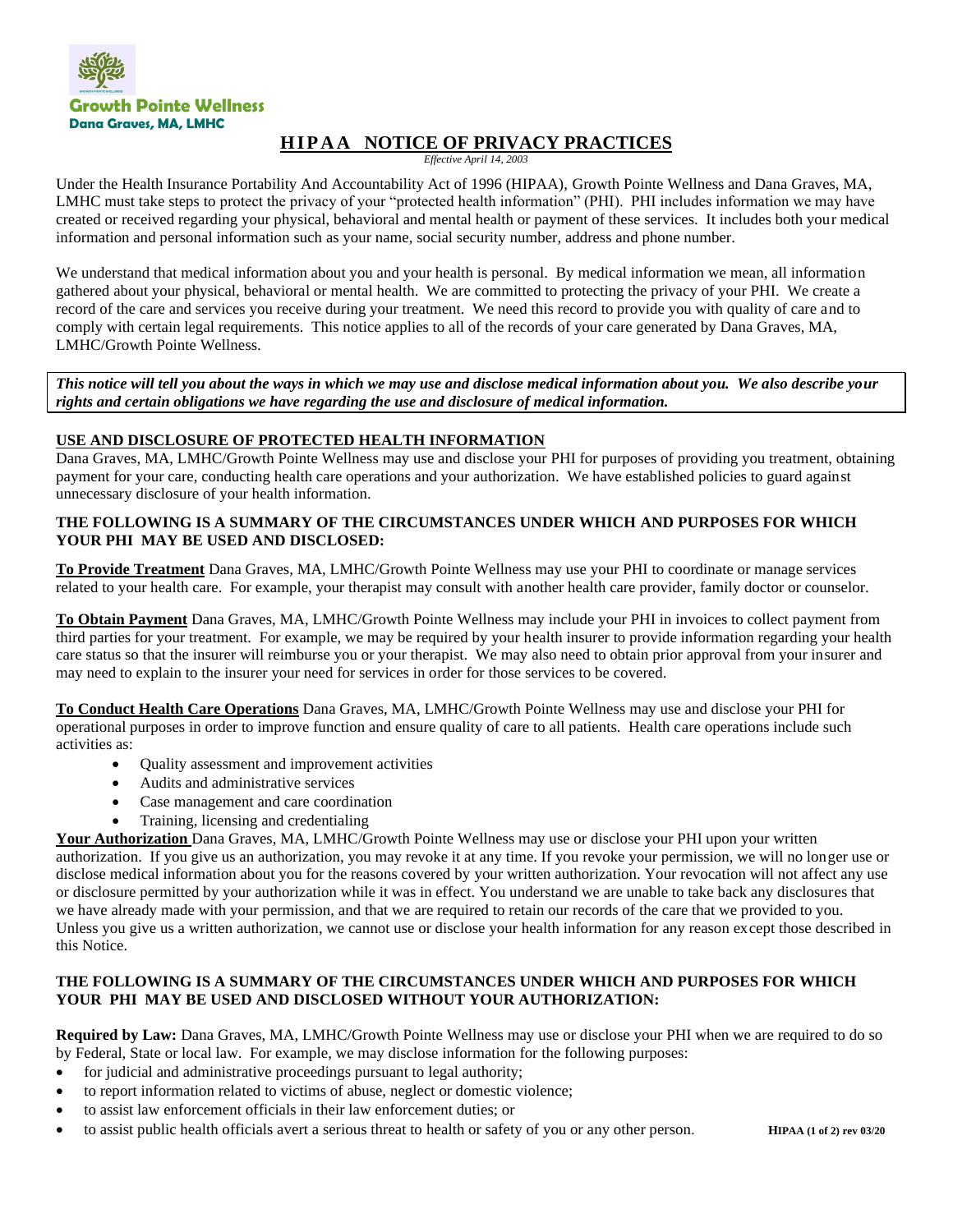**Growth Pointe Wellness**
**Dana Graves, MA, LMHC**

# HIPAA NOTICE OF PRIVACY PRACTICES

*Effective April 14, 2003*

Under the Health Insurance Portability And Accountability Act of 1996 (HIPAA), Growth Pointe Wellness and Dana Graves, MA, LMHC must take steps to protect the privacy of your "protected health information" (PHI). PHI includes information we may have created or received regarding your physical, behavioral and mental health or payment of these services. It includes both your medical information and personal information such as your name, social security number, address and phone number.

We understand that medical information about you and your health is personal. By medical information we mean, all information gathered about your physical, behavioral or mental health. We are committed to protecting the privacy of your PHI. We create a record of the care and services you receive during your treatment. We need this record to provide you with quality of care and to comply with certain legal requirements. This notice applies to all of the records of your care generated by Dana Graves, MA, LMHC/Growth Pointe Wellness.

***This notice will tell you about the ways in which we may use and disclose medical information about you. We also describe your rights and certain obligations we have regarding the use and disclosure of medical information.***

## USE AND DISCLOSURE OF PROTECTED HEALTH INFORMATION

Dana Graves, MA, LMHC/Growth Pointe Wellness may use and disclose your PHI for purposes of providing you treatment, obtaining payment for your care, conducting health care operations and your authorization. We have established policies to guard against unnecessary disclosure of your health information.

### THE FOLLOWING IS A SUMMARY OF THE CIRCUMSTANCES UNDER WHICH AND PURPOSES FOR WHICH YOUR PHI MAY BE USED AND DISCLOSED:

**To Provide Treatment** Dana Graves, MA, LMHC/Growth Pointe Wellness may use your PHI to coordinate or manage services related to your health care. For example, your therapist may consult with another health care provider, family doctor or counselor.

**To Obtain Payment** Dana Graves, MA, LMHC/Growth Pointe Wellness may include your PHI in invoices to collect payment from third parties for your treatment. For example, we may be required by your health insurer to provide information regarding your health care status so that the insurer will reimburse you or your therapist. We may also need to obtain prior approval from your insurer and may need to explain to the insurer your need for services in order for those services to be covered.

**To Conduct Health Care Operations** Dana Graves, MA, LMHC/Growth Pointe Wellness may use and disclose your PHI for operational purposes in order to improve function and ensure quality of care to all patients. Health care operations include such activities as:

- Quality assessment and improvement activities
- Audits and administrative services
- Case management and care coordination
- Training, licensing and credentialing

**Your Authorization** Dana Graves, MA, LMHC/Growth Pointe Wellness may use or disclose your PHI upon your written authorization. If you give us an authorization, you may revoke it at any time. If you revoke your permission, we will no longer use or disclose medical information about you for the reasons covered by your written authorization. Your revocation will not affect any use or disclosure permitted by your authorization while it was in effect. You understand we are unable to take back any disclosures that we have already made with your permission, and that we are required to retain our records of the care that we provided to you. Unless you give us a written authorization, we cannot use or disclose your health information for any reason except those described in this Notice.

### THE FOLLOWING IS A SUMMARY OF THE CIRCUMSTANCES UNDER WHICH AND PURPOSES FOR WHICH YOUR PHI MAY BE USED AND DISCLOSED WITHOUT YOUR AUTHORIZATION:

**Required by Law:** Dana Graves, MA, LMHC/Growth Pointe Wellness may use or disclose your PHI when we are required to do so by Federal, State or local law. For example, we may disclose information for the following purposes:

- for judicial and administrative proceedings pursuant to legal authority;
- to report information related to victims of abuse, neglect or domestic violence;
- to assist law enforcement officials in their law enforcement duties; or
- to assist public health officials avert a serious threat to health or safety of you or any other person.

**HIPAA (1 of 2) rev 03/20**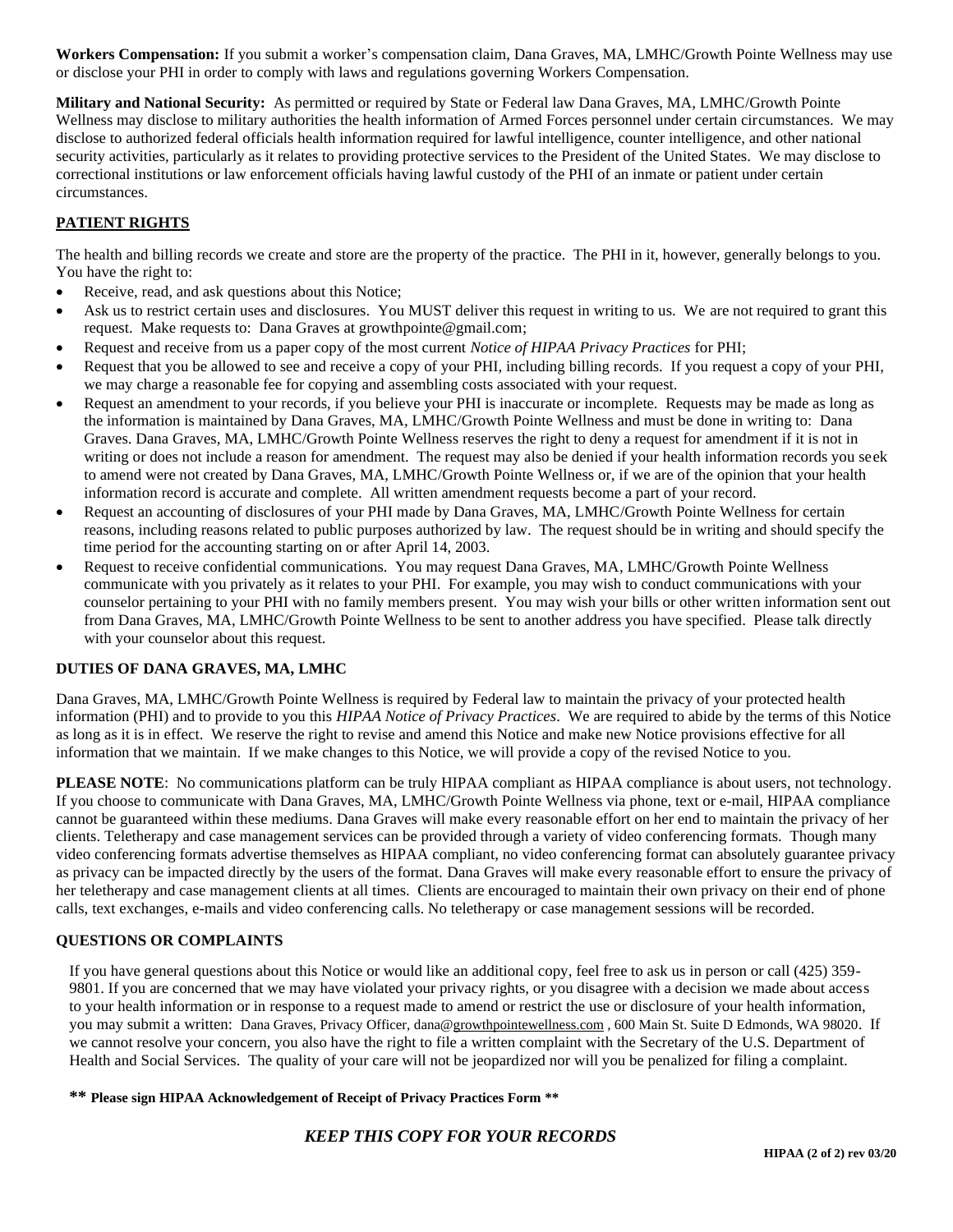**Workers Compensation:** If you submit a worker's compensation claim, Dana Graves, MA, LMHC/Growth Pointe Wellness may use or disclose your PHI in order to comply with laws and regulations governing Workers Compensation.

**Military and National Security:** As permitted or required by State or Federal law Dana Graves, MA, LMHC/Growth Pointe Wellness may disclose to military authorities the health information of Armed Forces personnel under certain circumstances. We may disclose to authorized federal officials health information required for lawful intelligence, counter intelligence, and other national security activities, particularly as it relates to providing protective services to the President of the United States. We may disclose to correctional institutions or law enforcement officials having lawful custody of the PHI of an inmate or patient under certain circumstances.

## PATIENT RIGHTS

The health and billing records we create and store are the property of the practice. The PHI in it, however, generally belongs to you. You have the right to:

- Receive, read, and ask questions about this Notice;
- Ask us to restrict certain uses and disclosures. You MUST deliver this request in writing to us. We are not required to grant this request. Make requests to: Dana Graves at growthpointe@gmail.com;
- Request and receive from us a paper copy of the most current *Notice of HIPAA Privacy Practices* for PHI;
- Request that you be allowed to see and receive a copy of your PHI, including billing records. If you request a copy of your PHI, we may charge a reasonable fee for copying and assembling costs associated with your request.
- Request an amendment to your records, if you believe your PHI is inaccurate or incomplete. Requests may be made as long as the information is maintained by Dana Graves, MA, LMHC/Growth Pointe Wellness and must be done in writing to: Dana Graves. Dana Graves, MA, LMHC/Growth Pointe Wellness reserves the right to deny a request for amendment if it is not in writing or does not include a reason for amendment. The request may also be denied if your health information records you seek to amend were not created by Dana Graves, MA, LMHC/Growth Pointe Wellness or, if we are of the opinion that your health information record is accurate and complete. All written amendment requests become a part of your record.
- Request an accounting of disclosures of your PHI made by Dana Graves, MA, LMHC/Growth Pointe Wellness for certain reasons, including reasons related to public purposes authorized by law. The request should be in writing and should specify the time period for the accounting starting on or after April 14, 2003.
- Request to receive confidential communications. You may request Dana Graves, MA, LMHC/Growth Pointe Wellness communicate with you privately as it relates to your PHI. For example, you may wish to conduct communications with your counselor pertaining to your PHI with no family members present. You may wish your bills or other written information sent out from Dana Graves, MA, LMHC/Growth Pointe Wellness to be sent to another address you have specified. Please talk directly with your counselor about this request.

## DUTIES OF DANA GRAVES, MA, LMHC

Dana Graves, MA, LMHC/Growth Pointe Wellness is required by Federal law to maintain the privacy of your protected health information (PHI) and to provide to you this *HIPAA Notice of Privacy Practices*. We are required to abide by the terms of this Notice as long as it is in effect. We reserve the right to revise and amend this Notice and make new Notice provisions effective for all information that we maintain. If we make changes to this Notice, we will provide a copy of the revised Notice to you.

**PLEASE NOTE**: No communications platform can be truly HIPAA compliant as HIPAA compliance is about users, not technology. If you choose to communicate with Dana Graves, MA, LMHC/Growth Pointe Wellness via phone, text or e-mail, HIPAA compliance cannot be guaranteed within these mediums. Dana Graves will make every reasonable effort on her end to maintain the privacy of her clients. Teletherapy and case management services can be provided through a variety of video conferencing formats. Though many video conferencing formats advertise themselves as HIPAA compliant, no video conferencing format can absolutely guarantee privacy as privacy can be impacted directly by the users of the format. Dana Graves will make every reasonable effort to ensure the privacy of her teletherapy and case management clients at all times. Clients are encouraged to maintain their own privacy on their end of phone calls, text exchanges, e-mails and video conferencing calls. No teletherapy or case management sessions will be recorded.

## QUESTIONS OR COMPLAINTS

If you have general questions about this Notice or would like an additional copy, feel free to ask us in person or call (425) 359-9801. If you are concerned that we may have violated your privacy rights, or you disagree with a decision we made about access to your health information or in response to a request made to amend or restrict the use or disclosure of your health information, you may submit a written: Dana Graves, Privacy Officer, dana@growthpointewellness.com , 600 Main St. Suite D Edmonds, WA 98020. If we cannot resolve your concern, you also have the right to file a written complaint with the Secretary of the U.S. Department of Health and Social Services. The quality of your care will not be jeopardized nor will you be penalized for filing a complaint.

**** Please sign HIPAA Acknowledgement of Receipt of Privacy Practices Form ****

***KEEP THIS COPY FOR YOUR RECORDS***

**HIPAA (2 of 2) rev 03/20**